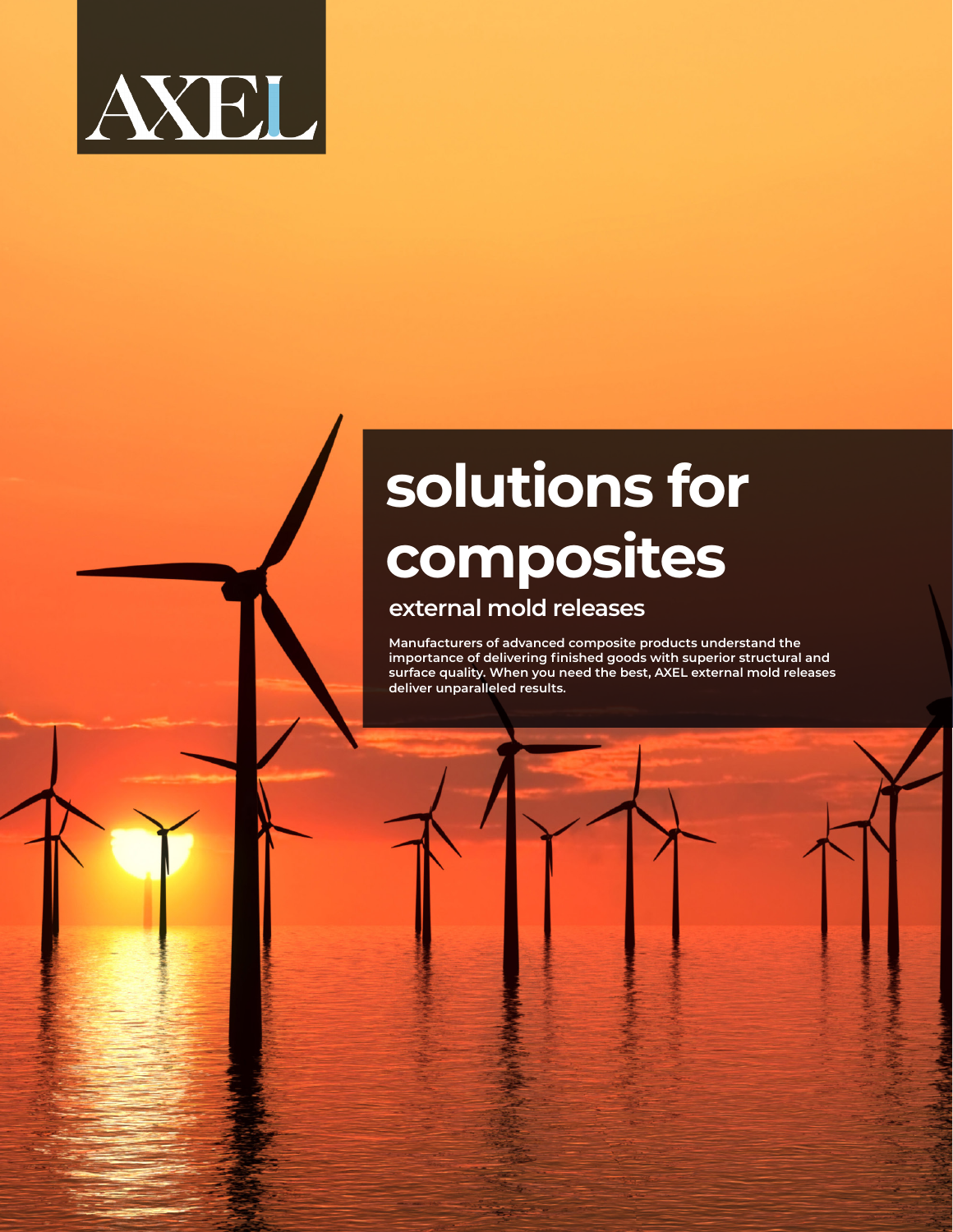AXEL

# solutions for composites

## external mold releases

**Manufacturers of advanced composite products understand the importance of delivering finished goods with superior structural and surface quality. When you need the best, AXEL external mold releases deliver unparalleled results.**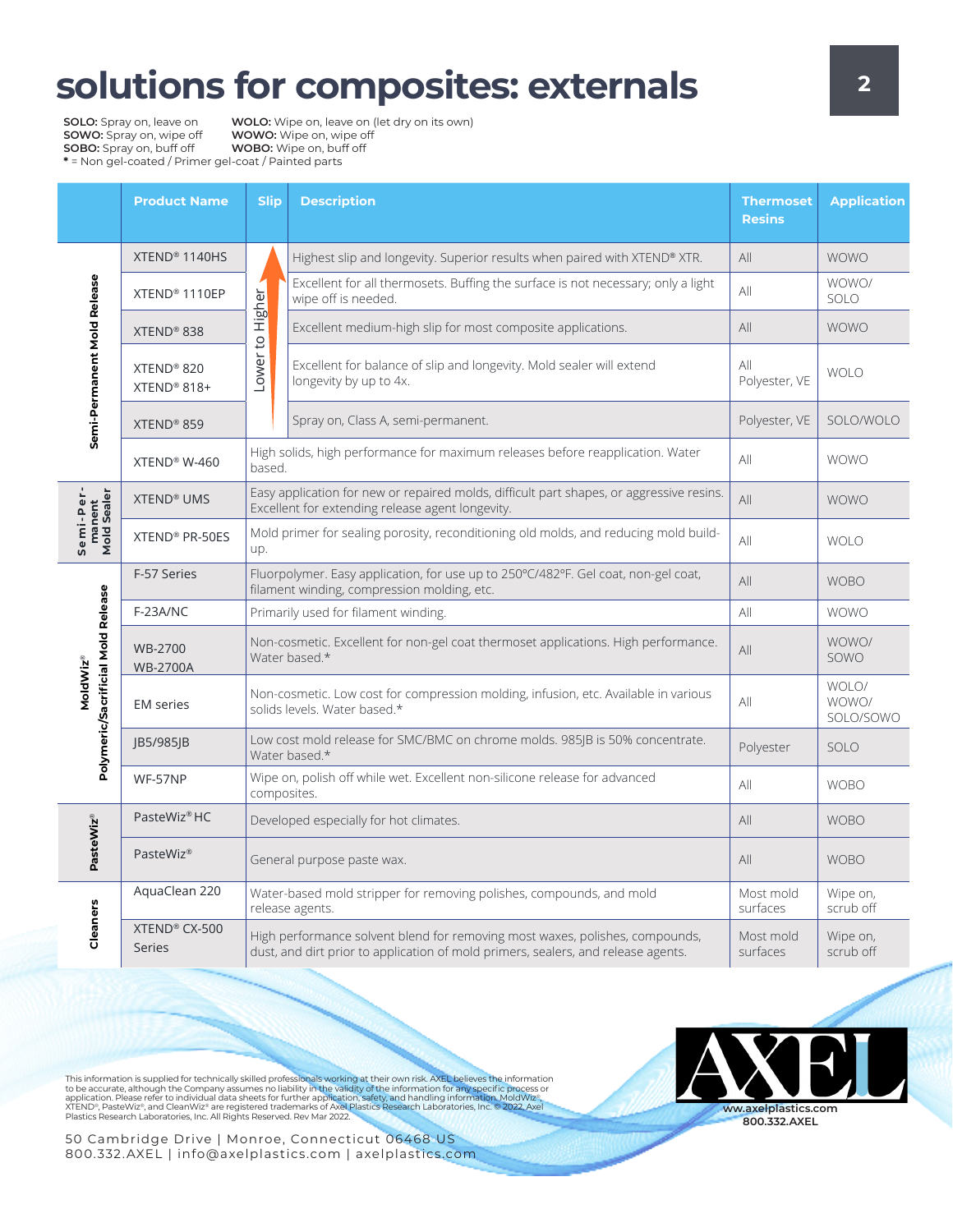# solutions for composites: externals

**SOLO:** Spray on, leave on
**SOWO:** Spray on, wipe off
**SOBO:** Spray on, buff off
**WOLO:** Wipe on, leave on (let dry on its own)
**WOWO:** Wipe on, wipe off
**WOBO:** Wipe on, buff off
**\*** = Non gel-coated / Primer gel-coat / Painted parts

| | Product Name | Slip | Description | Thermoset Resins | Application |
|---|---|---|---|---|---|
| Semi-Permanent Mold Release | XTEND® 1140HS | Lower to Higher | Highest slip and longevity. Superior results when paired with XTEND® XTR. | All | WOWO |
| | XTEND® 1110EP | | Excellent for all thermosets. Buffing the surface is not necessary; only a light wipe off is needed. | All | WOWO/ SOLO |
| | XTEND® 838 | | Excellent medium-high slip for most composite applications. | All | WOWO |
| | XTEND® 820 XTEND® 818+ | | Excellent for balance of slip and longevity. Mold sealer will extend longevity by up to 4x. | All Polyester, VE | WOLO |
| | XTEND® 859 | | Spray on, Class A, semi-permanent. | Polyester, VE | SOLO/WOLO |
| | XTEND® W-460 | | High solids, high performance for maximum releases before reapplication. Water based. | All | WOWO |
| Semi-Permanent Mold Sealer | XTEND® UMS | | Easy application for new or repaired molds, difficult part shapes, or aggressive resins. Excellent for extending release agent longevity. | All | WOWO |
| | XTEND® PR-50ES | | Mold primer for sealing porosity, reconditioning old molds, and reducing mold build-up. | All | WOLO |
| MoldWiz® Polymeric/Sacrificial Mold Release | F-57 Series | | Fluorpolymer. Easy application, for use up to 250°C/482°F. Gel coat, non-gel coat, filament winding, compression molding, etc. | All | WOBO |
| | F-23A/NC | | Primarily used for filament winding. | All | WOWO |
| | WB-2700 WB-2700A | | Non-cosmetic. Excellent for non-gel coat thermoset applications. High performance. Water based.* | All | WOWO/ SOWO |
| | EM series | | Non-cosmetic. Low cost for compression molding, infusion, etc. Available in various solids levels. Water based.* | All | WOLO/ WOWO/ SOLO/SOWO |
| | JB5/985JB | | Low cost mold release for SMC/BMC on chrome molds. 985JB is 50% concentrate. Water based.* | Polyester | SOLO |
| | WF-57NP | | Wipe on, polish off while wet. Excellent non-silicone release for advanced composites. | All | WOBO |
| PasteWiz® | PasteWiz® HC | | Developed especially for hot climates. | All | WOBO |
| | PasteWiz® | | General purpose paste wax. | All | WOBO |
| Cleaners | AquaClean 220 | | Water-based mold stripper for removing polishes, compounds, and mold release agents. | Most mold surfaces | Wipe on, scrub off |
| | XTEND® CX-500 Series | | High performance solvent blend for removing most waxes, polishes, compounds, dust, and dirt prior to application of mold primers, sealers, and release agents. | Most mold surfaces | Wipe on, scrub off |

This information is supplied for technically skilled professionals working at their own risk. AXEL believes the information to be accurate, although the Company assumes no liability in the validity of the information for any specific process or application. Please refer to individual data sheets for further application, safety, and handling information. MoldWiz®, XTEND®, PasteWiz®, and CleanWiz® are registered trademarks of Axel Plastics Research Laboratories, Inc. © 2022, Axel Plastics Research Laboratories, Inc. All Rights Reserved. Rev Mar 2022.

AXEL
www.axelplastics.com
800.332.AXEL

50 Cambridge Drive | Monroe, Connecticut 06468 US
800.332.AXEL | info@axelplastics.com | axelplastics.com